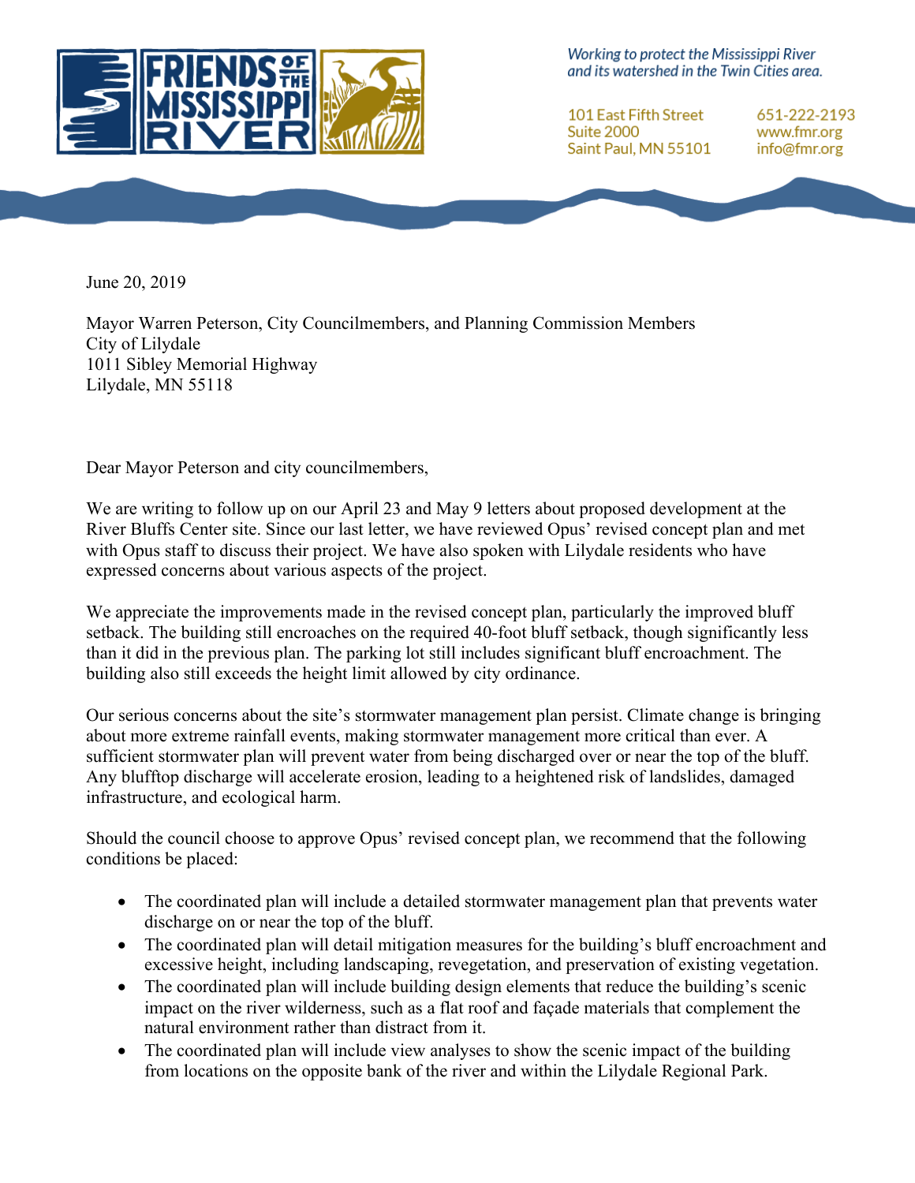**FRIENDS OF THE MISSISSIPPI RIVER**

*Working to protect the Mississippi River and its watershed in the Twin Cities area.*

101 East Fifth Street
Suite 2000
Saint Paul, MN 55101

651-222-2193
www.fmr.org
info@fmr.org

June 20, 2019

Mayor Warren Peterson, City Councilmembers, and Planning Commission Members
City of Lilydale
1011 Sibley Memorial Highway
Lilydale, MN 55118

Dear Mayor Peterson and city councilmembers,

We are writing to follow up on our April 23 and May 9 letters about proposed development at the River Bluffs Center site. Since our last letter, we have reviewed Opus' revised concept plan and met with Opus staff to discuss their project. We have also spoken with Lilydale residents who have expressed concerns about various aspects of the project.

We appreciate the improvements made in the revised concept plan, particularly the improved bluff setback. The building still encroaches on the required 40-foot bluff setback, though significantly less than it did in the previous plan. The parking lot still includes significant bluff encroachment. The building also still exceeds the height limit allowed by city ordinance.

Our serious concerns about the site's stormwater management plan persist. Climate change is bringing about more extreme rainfall events, making stormwater management more critical than ever. A sufficient stormwater plan will prevent water from being discharged over or near the top of the bluff. Any blufftop discharge will accelerate erosion, leading to a heightened risk of landslides, damaged infrastructure, and ecological harm.

Should the council choose to approve Opus' revised concept plan, we recommend that the following conditions be placed:

- The coordinated plan will include a detailed stormwater management plan that prevents water discharge on or near the top of the bluff.
- The coordinated plan will detail mitigation measures for the building's bluff encroachment and excessive height, including landscaping, revegetation, and preservation of existing vegetation.
- The coordinated plan will include building design elements that reduce the building's scenic impact on the river wilderness, such as a flat roof and façade materials that complement the natural environment rather than distract from it.
- The coordinated plan will include view analyses to show the scenic impact of the building from locations on the opposite bank of the river and within the Lilydale Regional Park.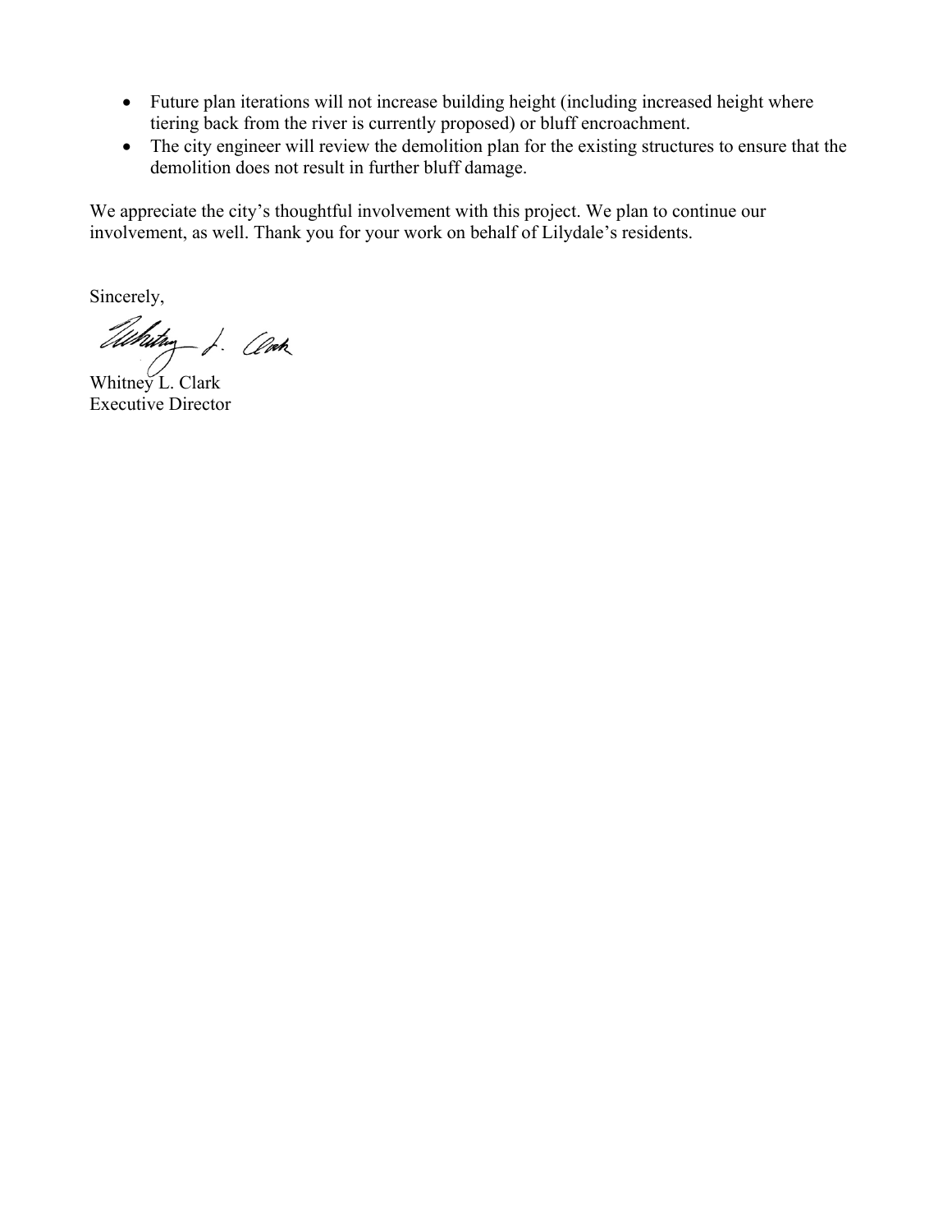- Future plan iterations will not increase building height (including increased height where tiering back from the river is currently proposed) or bluff encroachment.
- The city engineer will review the demolition plan for the existing structures to ensure that the demolition does not result in further bluff damage.

We appreciate the city's thoughtful involvement with this project. We plan to continue our involvement, as well. Thank you for your work on behalf of Lilydale's residents.

Sincerely,

Whitney L. Clark
Executive Director